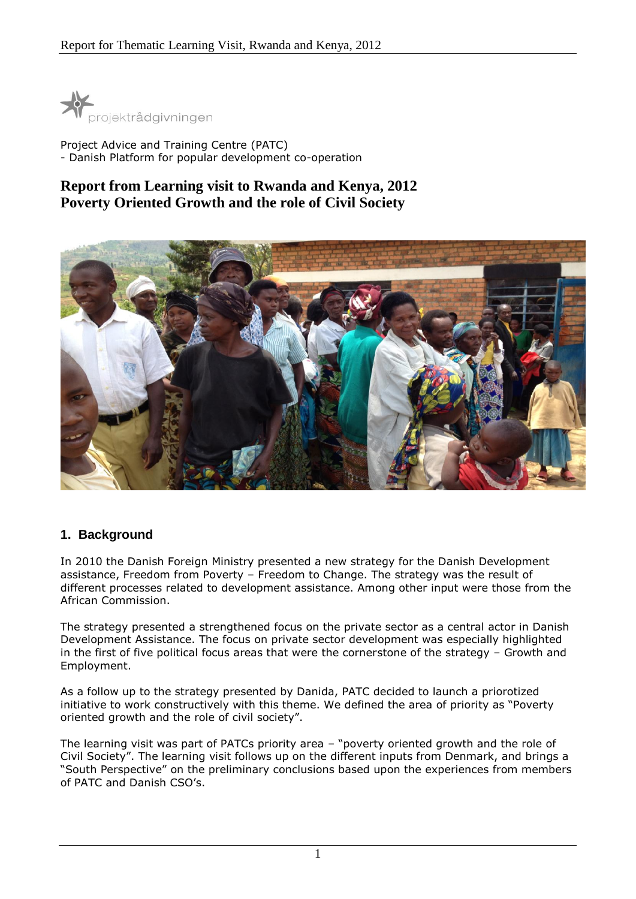projektrådgivningen

Project Advice and Training Centre (PATC)
- Danish Platform for popular development co-operation

# Report from Learning visit to Rwanda and Kenya, 2012
# Poverty Oriented Growth and the role of Civil Society

## 1. Background

In 2010 the Danish Foreign Ministry presented a new strategy for the Danish Development assistance, Freedom from Poverty – Freedom to Change. The strategy was the result of different processes related to development assistance. Among other input were those from the African Commission.

The strategy presented a strengthened focus on the private sector as a central actor in Danish Development Assistance. The focus on private sector development was especially highlighted in the first of five political focus areas that were the cornerstone of the strategy – Growth and Employment.

As a follow up to the strategy presented by Danida, PATC decided to launch a priorotized initiative to work constructively with this theme. We defined the area of priority as "Poverty oriented growth and the role of civil society".

The learning visit was part of PATCs priority area – "poverty oriented growth and the role of Civil Society". The learning visit follows up on the different inputs from Denmark, and brings a "South Perspective" on the preliminary conclusions based upon the experiences from members of PATC and Danish CSO's.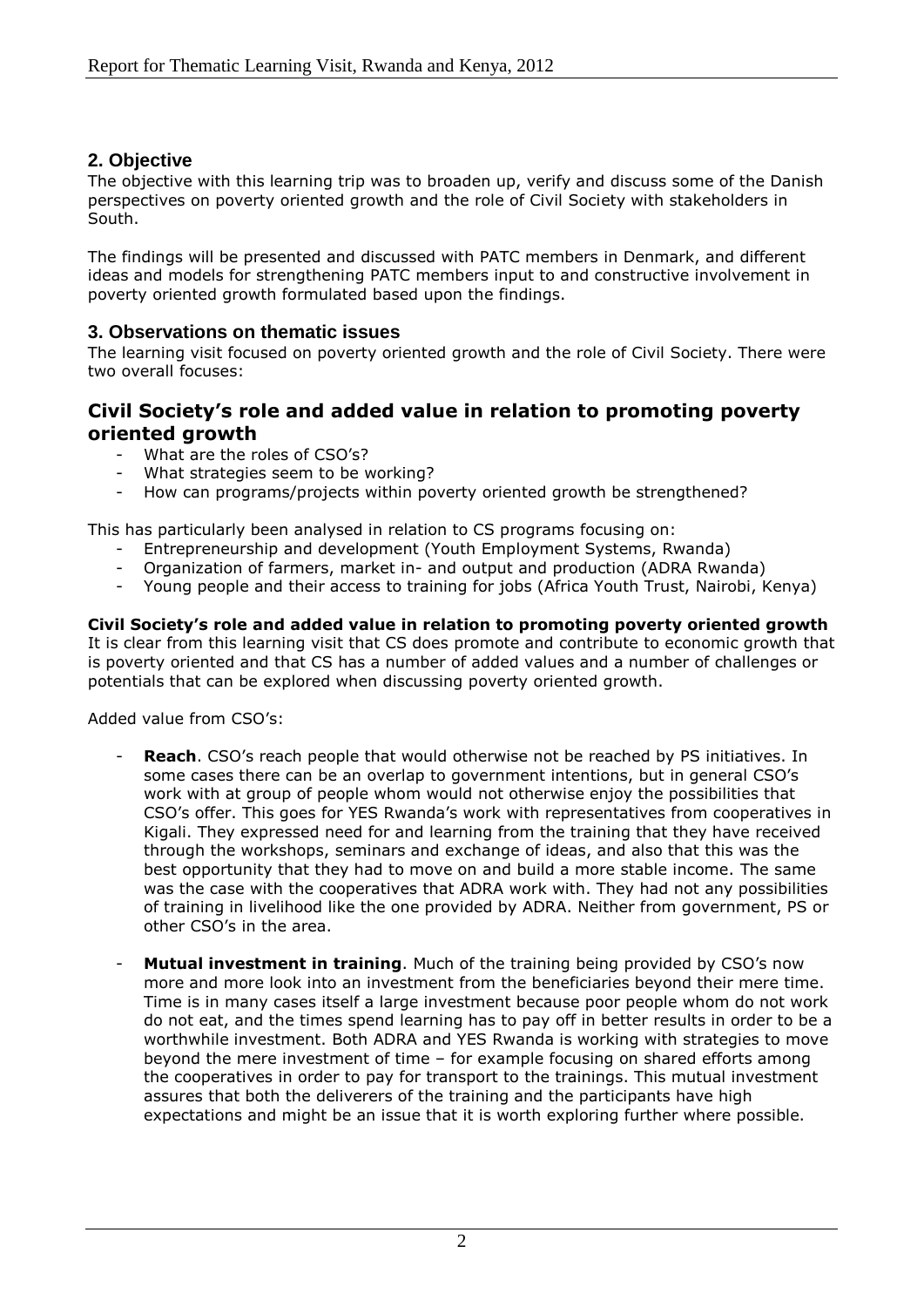## 2. Objective

The objective with this learning trip was to broaden up, verify and discuss some of the Danish perspectives on poverty oriented growth and the role of Civil Society with stakeholders in South.

The findings will be presented and discussed with PATC members in Denmark, and different ideas and models for strengthening PATC members input to and constructive involvement in poverty oriented growth formulated based upon the findings.

## 3. Observations on thematic issues

The learning visit focused on poverty oriented growth and the role of Civil Society. There were two overall focuses:

### Civil Society's role and added value in relation to promoting poverty oriented growth

- What are the roles of CSO's?
- What strategies seem to be working?
- How can programs/projects within poverty oriented growth be strengthened?

This has particularly been analysed in relation to CS programs focusing on:

- Entrepreneurship and development (Youth Employment Systems, Rwanda)
- Organization of farmers, market in- and output and production (ADRA Rwanda)
- Young people and their access to training for jobs (Africa Youth Trust, Nairobi, Kenya)

**Civil Society's role and added value in relation to promoting poverty oriented growth**

It is clear from this learning visit that CS does promote and contribute to economic growth that is poverty oriented and that CS has a number of added values and a number of challenges or potentials that can be explored when discussing poverty oriented growth.

Added value from CSO's:

- **Reach**. CSO's reach people that would otherwise not be reached by PS initiatives. In some cases there can be an overlap to government intentions, but in general CSO's work with at group of people whom would not otherwise enjoy the possibilities that CSO's offer. This goes for YES Rwanda's work with representatives from cooperatives in Kigali. They expressed need for and learning from the training that they have received through the workshops, seminars and exchange of ideas, and also that this was the best opportunity that they had to move on and build a more stable income. The same was the case with the cooperatives that ADRA work with. They had not any possibilities of training in livelihood like the one provided by ADRA. Neither from government, PS or other CSO's in the area.

- **Mutual investment in training**. Much of the training being provided by CSO's now more and more look into an investment from the beneficiaries beyond their mere time. Time is in many cases itself a large investment because poor people whom do not work do not eat, and the times spend learning has to pay off in better results in order to be a worthwhile investment. Both ADRA and YES Rwanda is working with strategies to move beyond the mere investment of time – for example focusing on shared efforts among the cooperatives in order to pay for transport to the trainings. This mutual investment assures that both the deliverers of the training and the participants have high expectations and might be an issue that it is worth exploring further where possible.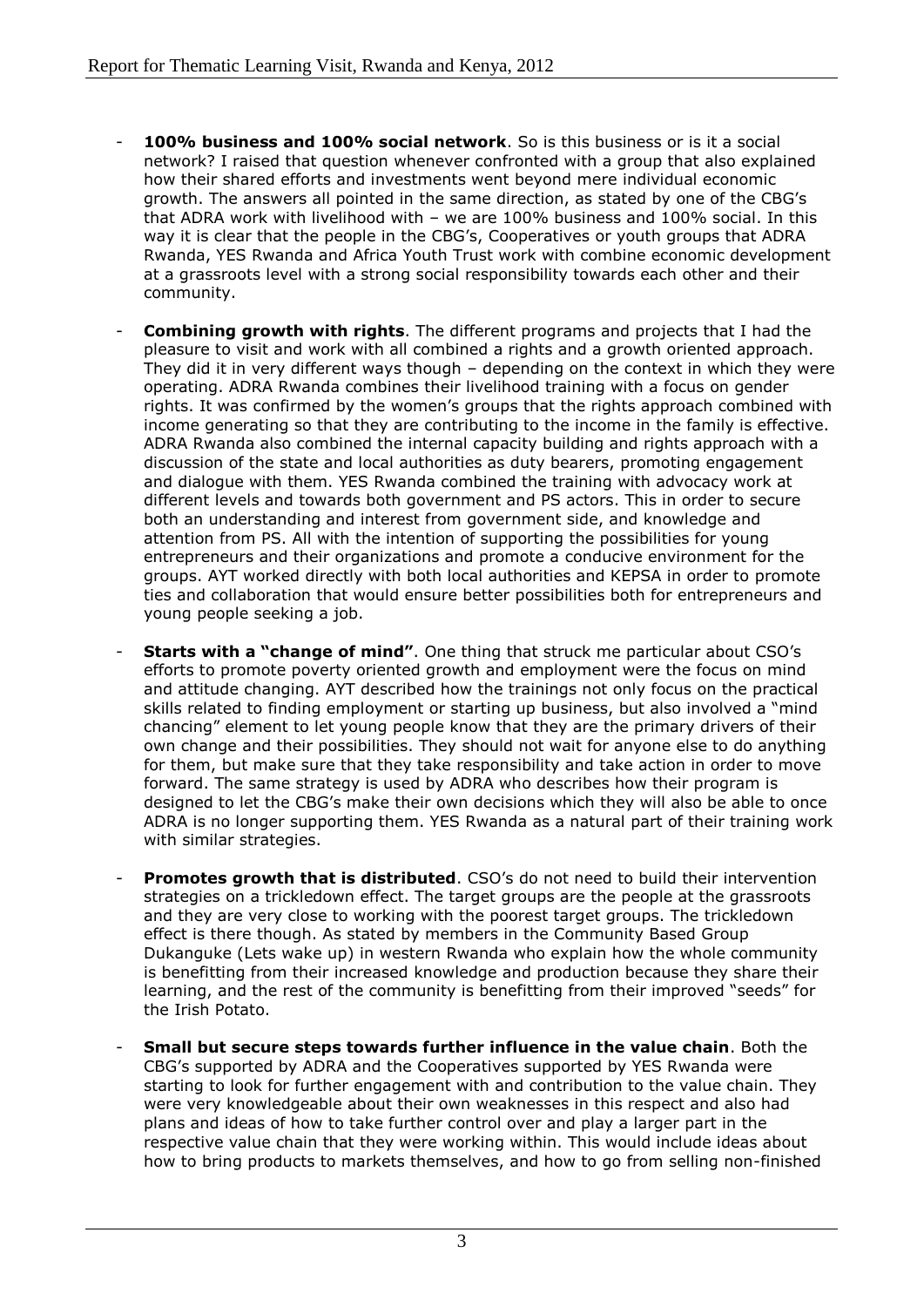- **100% business and 100% social network**. So is this business or is it a social network? I raised that question whenever confronted with a group that also explained how their shared efforts and investments went beyond mere individual economic growth. The answers all pointed in the same direction, as stated by one of the CBG's that ADRA work with livelihood with – we are 100% business and 100% social. In this way it is clear that the people in the CBG's, Cooperatives or youth groups that ADRA Rwanda, YES Rwanda and Africa Youth Trust work with combine economic development at a grassroots level with a strong social responsibility towards each other and their community.

- **Combining growth with rights**. The different programs and projects that I had the pleasure to visit and work with all combined a rights and a growth oriented approach. They did it in very different ways though – depending on the context in which they were operating. ADRA Rwanda combines their livelihood training with a focus on gender rights. It was confirmed by the women's groups that the rights approach combined with income generating so that they are contributing to the income in the family is effective. ADRA Rwanda also combined the internal capacity building and rights approach with a discussion of the state and local authorities as duty bearers, promoting engagement and dialogue with them. YES Rwanda combined the training with advocacy work at different levels and towards both government and PS actors. This in order to secure both an understanding and interest from government side, and knowledge and attention from PS. All with the intention of supporting the possibilities for young entrepreneurs and their organizations and promote a conducive environment for the groups. AYT worked directly with both local authorities and KEPSA in order to promote ties and collaboration that would ensure better possibilities both for entrepreneurs and young people seeking a job.

- **Starts with a "change of mind"**. One thing that struck me particular about CSO's efforts to promote poverty oriented growth and employment were the focus on mind and attitude changing. AYT described how the trainings not only focus on the practical skills related to finding employment or starting up business, but also involved a "mind chancing" element to let young people know that they are the primary drivers of their own change and their possibilities. They should not wait for anyone else to do anything for them, but make sure that they take responsibility and take action in order to move forward. The same strategy is used by ADRA who describes how their program is designed to let the CBG's make their own decisions which they will also be able to once ADRA is no longer supporting them. YES Rwanda as a natural part of their training work with similar strategies.

- **Promotes growth that is distributed**. CSO's do not need to build their intervention strategies on a trickledown effect. The target groups are the people at the grassroots and they are very close to working with the poorest target groups. The trickledown effect is there though. As stated by members in the Community Based Group Dukanguke (Lets wake up) in western Rwanda who explain how the whole community is benefitting from their increased knowledge and production because they share their learning, and the rest of the community is benefitting from their improved "seeds" for the Irish Potato.

- **Small but secure steps towards further influence in the value chain**. Both the CBG's supported by ADRA and the Cooperatives supported by YES Rwanda were starting to look for further engagement with and contribution to the value chain. They were very knowledgeable about their own weaknesses in this respect and also had plans and ideas of how to take further control over and play a larger part in the respective value chain that they were working within. This would include ideas about how to bring products to markets themselves, and how to go from selling non-finished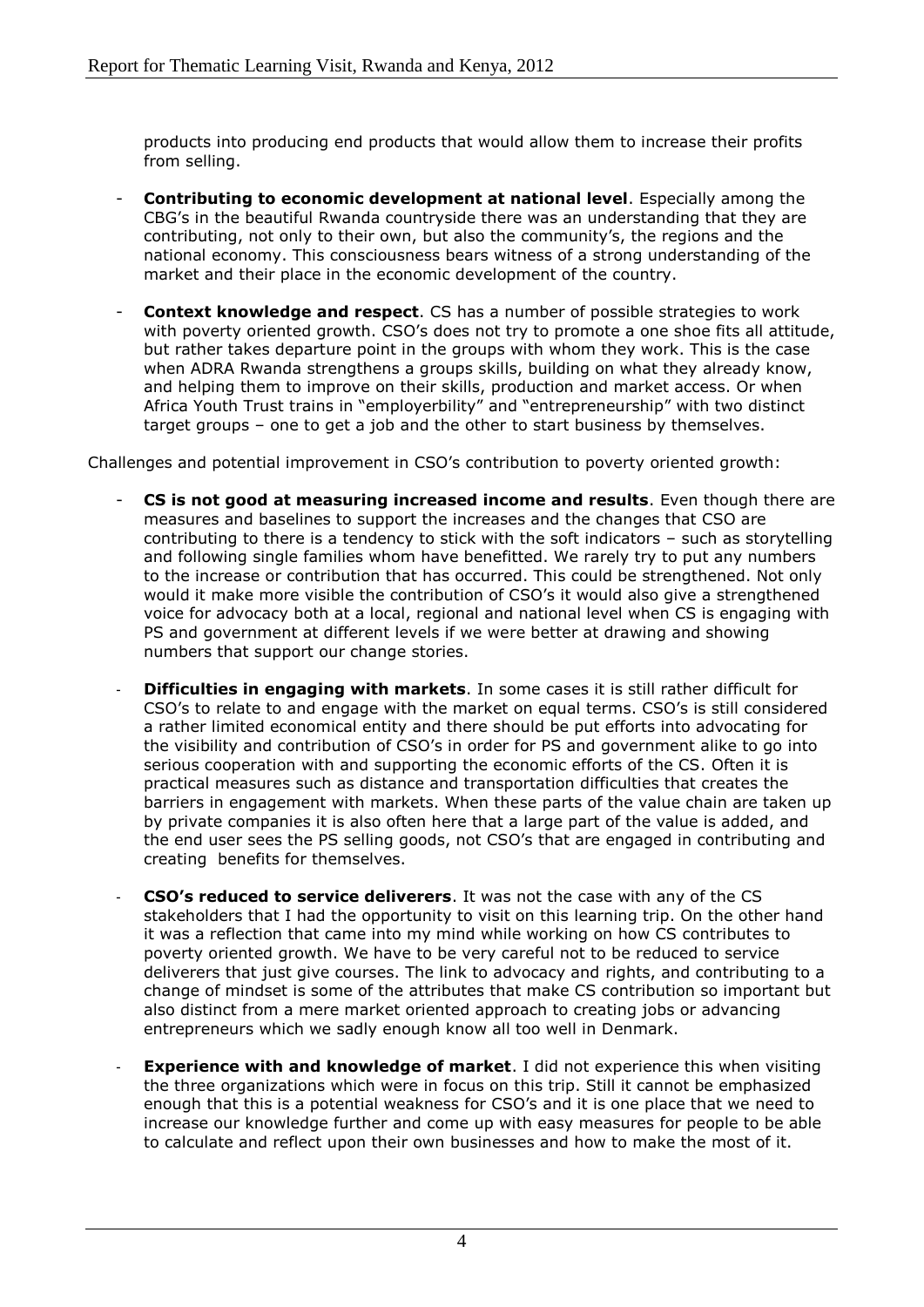products into producing end products that would allow them to increase their profits from selling.

- **Contributing to economic development at national level**. Especially among the CBG's in the beautiful Rwanda countryside there was an understanding that they are contributing, not only to their own, but also the community's, the regions and the national economy. This consciousness bears witness of a strong understanding of the market and their place in the economic development of the country.
- **Context knowledge and respect**. CS has a number of possible strategies to work with poverty oriented growth. CSO's does not try to promote a one shoe fits all attitude, but rather takes departure point in the groups with whom they work. This is the case when ADRA Rwanda strengthens a groups skills, building on what they already know, and helping them to improve on their skills, production and market access. Or when Africa Youth Trust trains in "employerbility" and "entrepreneurship" with two distinct target groups – one to get a job and the other to start business by themselves.

Challenges and potential improvement in CSO's contribution to poverty oriented growth:

- **CS is not good at measuring increased income and results**. Even though there are measures and baselines to support the increases and the changes that CSO are contributing to there is a tendency to stick with the soft indicators – such as storytelling and following single families whom have benefitted. We rarely try to put any numbers to the increase or contribution that has occurred. This could be strengthened. Not only would it make more visible the contribution of CSO's it would also give a strengthened voice for advocacy both at a local, regional and national level when CS is engaging with PS and government at different levels if we were better at drawing and showing numbers that support our change stories.
- **Difficulties in engaging with markets**. In some cases it is still rather difficult for CSO's to relate to and engage with the market on equal terms. CSO's is still considered a rather limited economical entity and there should be put efforts into advocating for the visibility and contribution of CSO's in order for PS and government alike to go into serious cooperation with and supporting the economic efforts of the CS. Often it is practical measures such as distance and transportation difficulties that creates the barriers in engagement with markets. When these parts of the value chain are taken up by private companies it is also often here that a large part of the value is added, and the end user sees the PS selling goods, not CSO's that are engaged in contributing and creating benefits for themselves.
- **CSO's reduced to service deliverers**. It was not the case with any of the CS stakeholders that I had the opportunity to visit on this learning trip. On the other hand it was a reflection that came into my mind while working on how CS contributes to poverty oriented growth. We have to be very careful not to be reduced to service deliverers that just give courses. The link to advocacy and rights, and contributing to a change of mindset is some of the attributes that make CS contribution so important but also distinct from a mere market oriented approach to creating jobs or advancing entrepreneurs which we sadly enough know all too well in Denmark.
- **Experience with and knowledge of market**. I did not experience this when visiting the three organizations which were in focus on this trip. Still it cannot be emphasized enough that this is a potential weakness for CSO's and it is one place that we need to increase our knowledge further and come up with easy measures for people to be able to calculate and reflect upon their own businesses and how to make the most of it.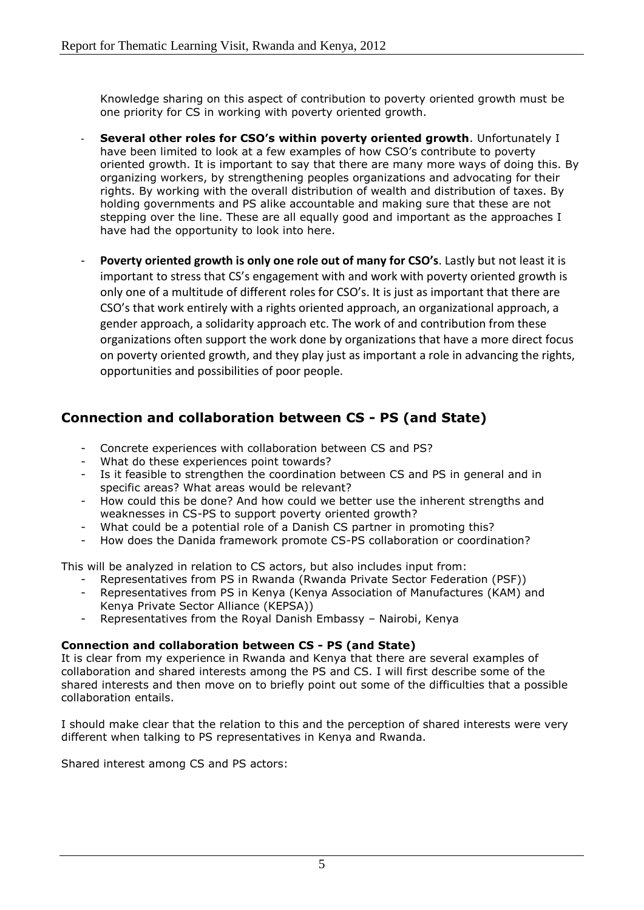Knowledge sharing on this aspect of contribution to poverty oriented growth must be one priority for CS in working with poverty oriented growth.

- **Several other roles for CSO's within poverty oriented growth**. Unfortunately I have been limited to look at a few examples of how CSO's contribute to poverty oriented growth. It is important to say that there are many more ways of doing this. By organizing workers, by strengthening peoples organizations and advocating for their rights. By working with the overall distribution of wealth and distribution of taxes. By holding governments and PS alike accountable and making sure that these are not stepping over the line. These are all equally good and important as the approaches I have had the opportunity to look into here.

- **Poverty oriented growth is only one role out of many for CSO's**. Lastly but not least it is important to stress that CS's engagement with and work with poverty oriented growth is only one of a multitude of different roles for CSO's. It is just as important that there are CSO's that work entirely with a rights oriented approach, an organizational approach, a gender approach, a solidarity approach etc. The work of and contribution from these organizations often support the work done by organizations that have a more direct focus on poverty oriented growth, and they play just as important a role in advancing the rights, opportunities and possibilities of poor people.

## Connection and collaboration between CS - PS (and State)

- Concrete experiences with collaboration between CS and PS?
- What do these experiences point towards?
- Is it feasible to strengthen the coordination between CS and PS in general and in specific areas? What areas would be relevant?
- How could this be done? And how could we better use the inherent strengths and weaknesses in CS-PS to support poverty oriented growth?
- What could be a potential role of a Danish CS partner in promoting this?
- How does the Danida framework promote CS-PS collaboration or coordination?

This will be analyzed in relation to CS actors, but also includes input from:

- Representatives from PS in Rwanda (Rwanda Private Sector Federation (PSF))
- Representatives from PS in Kenya (Kenya Association of Manufactures (KAM) and Kenya Private Sector Alliance (KEPSA))
- Representatives from the Royal Danish Embassy – Nairobi, Kenya

**Connection and collaboration between CS - PS (and State)**

It is clear from my experience in Rwanda and Kenya that there are several examples of collaboration and shared interests among the PS and CS. I will first describe some of the shared interests and then move on to briefly point out some of the difficulties that a possible collaboration entails.

I should make clear that the relation to this and the perception of shared interests were very different when talking to PS representatives in Kenya and Rwanda.

Shared interest among CS and PS actors: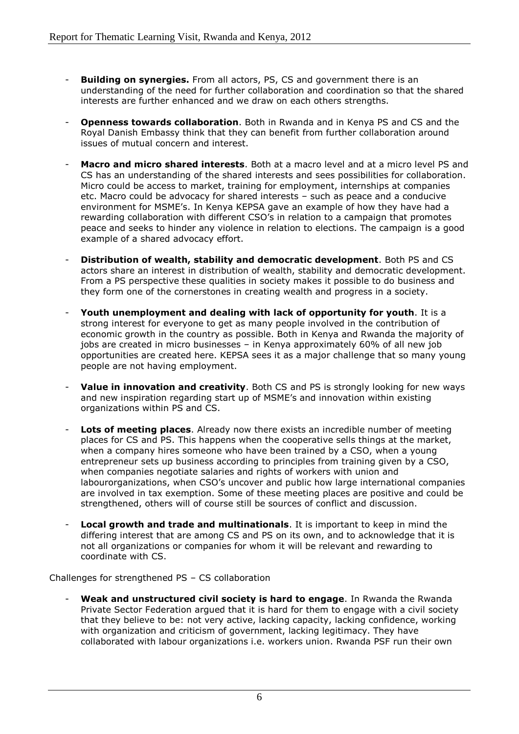- **Building on synergies.** From all actors, PS, CS and government there is an understanding of the need for further collaboration and coordination so that the shared interests are further enhanced and we draw on each others strengths.

- **Openness towards collaboration**. Both in Rwanda and in Kenya PS and CS and the Royal Danish Embassy think that they can benefit from further collaboration around issues of mutual concern and interest.

- **Macro and micro shared interests**. Both at a macro level and at a micro level PS and CS has an understanding of the shared interests and sees possibilities for collaboration. Micro could be access to market, training for employment, internships at companies etc. Macro could be advocacy for shared interests – such as peace and a conducive environment for MSME's. In Kenya KEPSA gave an example of how they have had a rewarding collaboration with different CSO's in relation to a campaign that promotes peace and seeks to hinder any violence in relation to elections. The campaign is a good example of a shared advocacy effort.

- **Distribution of wealth, stability and democratic development**. Both PS and CS actors share an interest in distribution of wealth, stability and democratic development. From a PS perspective these qualities in society makes it possible to do business and they form one of the cornerstones in creating wealth and progress in a society.

- **Youth unemployment and dealing with lack of opportunity for youth**. It is a strong interest for everyone to get as many people involved in the contribution of economic growth in the country as possible. Both in Kenya and Rwanda the majority of jobs are created in micro businesses – in Kenya approximately 60% of all new job opportunities are created here. KEPSA sees it as a major challenge that so many young people are not having employment.

- **Value in innovation and creativity**. Both CS and PS is strongly looking for new ways and new inspiration regarding start up of MSME's and innovation within existing organizations within PS and CS.

- **Lots of meeting places**. Already now there exists an incredible number of meeting places for CS and PS. This happens when the cooperative sells things at the market, when a company hires someone who have been trained by a CSO, when a young entrepreneur sets up business according to principles from training given by a CSO, when companies negotiate salaries and rights of workers with union and labourorganizations, when CSO's uncover and public how large international companies are involved in tax exemption. Some of these meeting places are positive and could be strengthened, others will of course still be sources of conflict and discussion.

- **Local growth and trade and multinationals**. It is important to keep in mind the differing interest that are among CS and PS on its own, and to acknowledge that it is not all organizations or companies for whom it will be relevant and rewarding to coordinate with CS.

Challenges for strengthened PS – CS collaboration

- **Weak and unstructured civil society is hard to engage**. In Rwanda the Rwanda Private Sector Federation argued that it is hard for them to engage with a civil society that they believe to be: not very active, lacking capacity, lacking confidence, working with organization and criticism of government, lacking legitimacy. They have collaborated with labour organizations i.e. workers union. Rwanda PSF run their own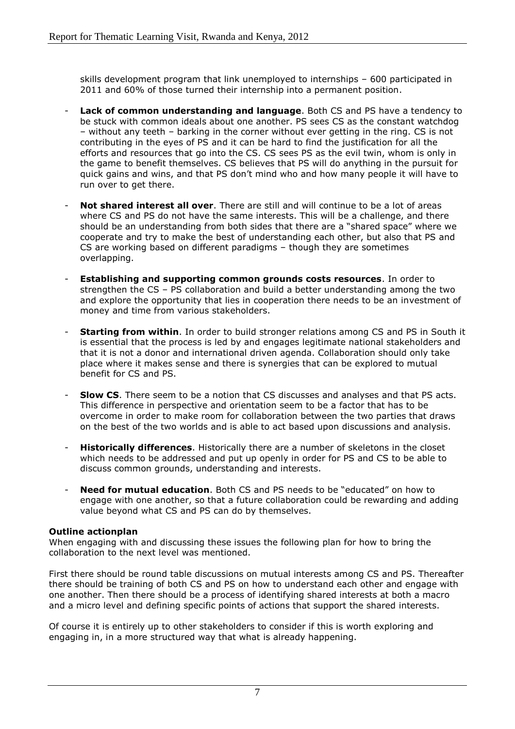skills development program that link unemployed to internships – 600 participated in 2011 and 60% of those turned their internship into a permanent position.

- **Lack of common understanding and language**. Both CS and PS have a tendency to be stuck with common ideals about one another. PS sees CS as the constant watchdog – without any teeth – barking in the corner without ever getting in the ring. CS is not contributing in the eyes of PS and it can be hard to find the justification for all the efforts and resources that go into the CS. CS sees PS as the evil twin, whom is only in the game to benefit themselves. CS believes that PS will do anything in the pursuit for quick gains and wins, and that PS don't mind who and how many people it will have to run over to get there.

- **Not shared interest all over**. There are still and will continue to be a lot of areas where CS and PS do not have the same interests. This will be a challenge, and there should be an understanding from both sides that there are a "shared space" where we cooperate and try to make the best of understanding each other, but also that PS and CS are working based on different paradigms – though they are sometimes overlapping.

- **Establishing and supporting common grounds costs resources**. In order to strengthen the CS – PS collaboration and build a better understanding among the two and explore the opportunity that lies in cooperation there needs to be an investment of money and time from various stakeholders.

- **Starting from within**. In order to build stronger relations among CS and PS in South it is essential that the process is led by and engages legitimate national stakeholders and that it is not a donor and international driven agenda. Collaboration should only take place where it makes sense and there is synergies that can be explored to mutual benefit for CS and PS.

- **Slow CS**. There seem to be a notion that CS discusses and analyses and that PS acts. This difference in perspective and orientation seem to be a factor that has to be overcome in order to make room for collaboration between the two parties that draws on the best of the two worlds and is able to act based upon discussions and analysis.

- **Historically differences**. Historically there are a number of skeletons in the closet which needs to be addressed and put up openly in order for PS and CS to be able to discuss common grounds, understanding and interests.

- **Need for mutual education**. Both CS and PS needs to be "educated" on how to engage with one another, so that a future collaboration could be rewarding and adding value beyond what CS and PS can do by themselves.

**Outline actionplan**

When engaging with and discussing these issues the following plan for how to bring the collaboration to the next level was mentioned.

First there should be round table discussions on mutual interests among CS and PS. Thereafter there should be training of both CS and PS on how to understand each other and engage with one another. Then there should be a process of identifying shared interests at both a macro and a micro level and defining specific points of actions that support the shared interests.

Of course it is entirely up to other stakeholders to consider if this is worth exploring and engaging in, in a more structured way that what is already happening.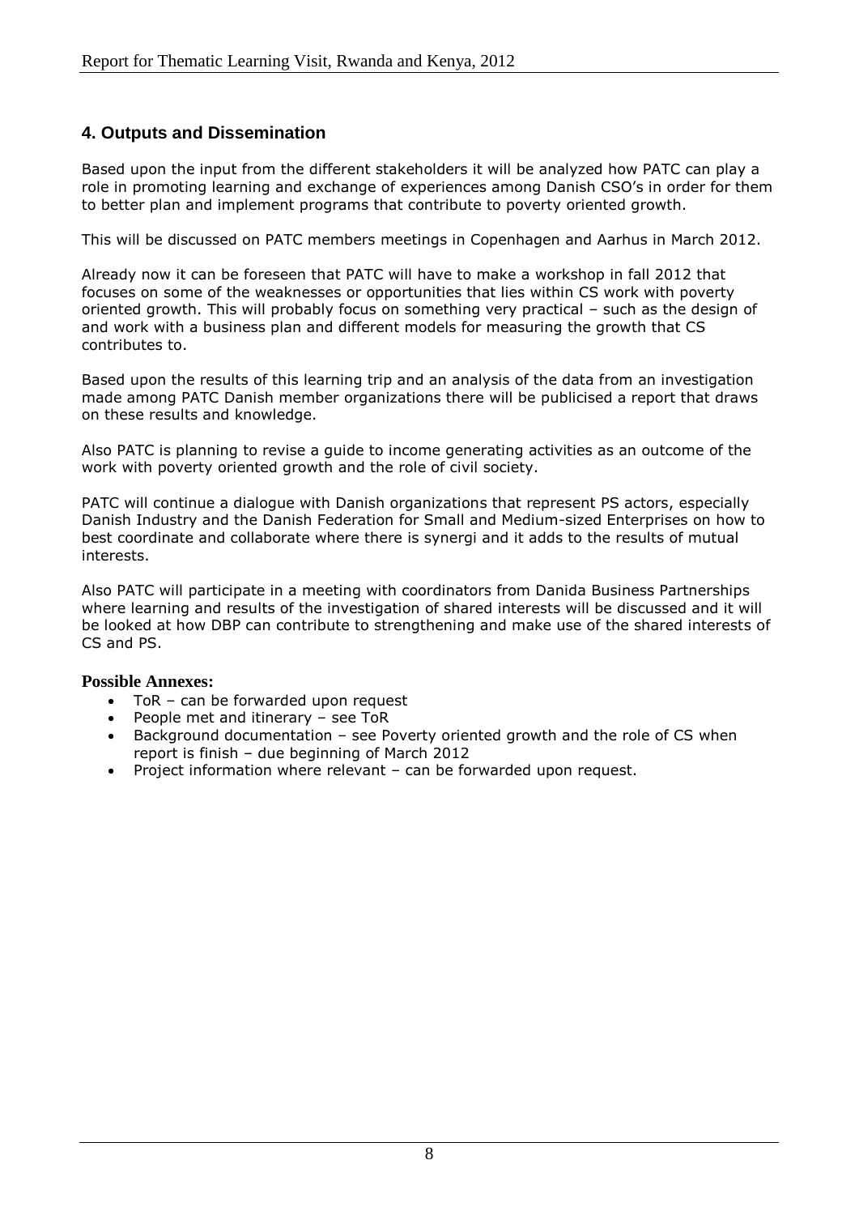## 4. Outputs and Dissemination

Based upon the input from the different stakeholders it will be analyzed how PATC can play a role in promoting learning and exchange of experiences among Danish CSO's in order for them to better plan and implement programs that contribute to poverty oriented growth.

This will be discussed on PATC members meetings in Copenhagen and Aarhus in March 2012.

Already now it can be foreseen that PATC will have to make a workshop in fall 2012 that focuses on some of the weaknesses or opportunities that lies within CS work with poverty oriented growth. This will probably focus on something very practical – such as the design of and work with a business plan and different models for measuring the growth that CS contributes to.

Based upon the results of this learning trip and an analysis of the data from an investigation made among PATC Danish member organizations there will be publicised a report that draws on these results and knowledge.

Also PATC is planning to revise a guide to income generating activities as an outcome of the work with poverty oriented growth and the role of civil society.

PATC will continue a dialogue with Danish organizations that represent PS actors, especially Danish Industry and the Danish Federation for Small and Medium-sized Enterprises on how to best coordinate and collaborate where there is synergi and it adds to the results of mutual interests.

Also PATC will participate in a meeting with coordinators from Danida Business Partnerships where learning and results of the investigation of shared interests will be discussed and it will be looked at how DBP can contribute to strengthening and make use of the shared interests of CS and PS.

**Possible Annexes:**

- ToR – can be forwarded upon request
- People met and itinerary – see ToR
- Background documentation – see Poverty oriented growth and the role of CS when report is finish – due beginning of March 2012
- Project information where relevant – can be forwarded upon request.